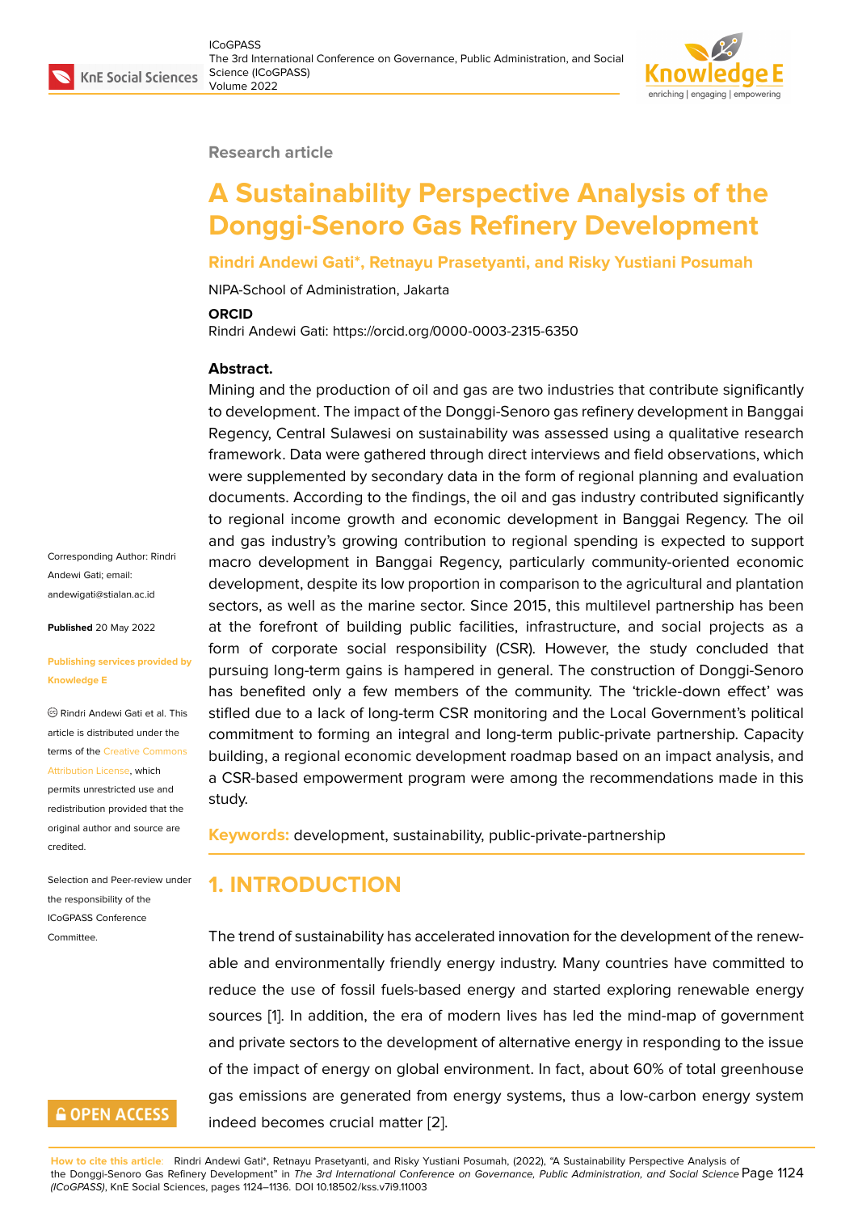Research article

# A Sustainability Perspective Analysis of the Donggi-Senoro Gas Refinery Development

**Rindri Andewi Gati*, Retnayu Prasetyanti, and Risky Yustiani Posumah**

NIPA-School of Administration, Jakarta

**ORCID**

Rindri Andewi Gati: https://orcid.org/0000-0003-2315-6350

Corresponding Author: Rindri Andewi Gati; email: andewigati@stialan.ac.id

**Published** 20 May 2022

**Publishing services provided by Knowledge E**

© Rindri Andewi Gati et al. This article is distributed under the terms of the Creative Commons Attribution License, which permits unrestricted use and redistribution provided that the original author and source are credited.

Selection and Peer-review under the responsibility of the ICoGPASS Conference Committee.

**Abstract.**

Mining and the production of oil and gas are two industries that contribute significantly to development. The impact of the Donggi-Senoro gas refinery development in Banggai Regency, Central Sulawesi on sustainability was assessed using a qualitative research framework. Data were gathered through direct interviews and field observations, which were supplemented by secondary data in the form of regional planning and evaluation documents. According to the findings, the oil and gas industry contributed significantly to regional income growth and economic development in Banggai Regency. The oil and gas industry's growing contribution to regional spending is expected to support macro development in Banggai Regency, particularly community-oriented economic development, despite its low proportion in comparison to the agricultural and plantation sectors, as well as the marine sector. Since 2015, this multilevel partnership has been at the forefront of building public facilities, infrastructure, and social projects as a form of corporate social responsibility (CSR). However, the study concluded that pursuing long-term gains is hampered in general. The construction of Donggi-Senoro has benefited only a few members of the community. The 'trickle-down effect' was stifled due to a lack of long-term CSR monitoring and the Local Government's political commitment to forming an integral and long-term public-private partnership. Capacity building, a regional economic development roadmap based on an impact analysis, and a CSR-based empowerment program were among the recommendations made in this study.

**Keywords:** development, sustainability, public-private-partnership

## 1. INTRODUCTION

The trend of sustainability has accelerated innovation for the development of the renewable and environmentally friendly energy industry. Many countries have committed to reduce the use of fossil fuels-based energy and started exploring renewable energy sources [1]. In addition, the era of modern lives has led the mind-map of government and private sectors to the development of alternative energy in responding to the issue of the impact of energy on global environment. In fact, about 60% of total greenhouse gas emissions are generated from energy systems, thus a low-carbon energy system indeed becomes crucial matter [2].

**How to cite this article**: Rindri Andewi Gati*, Retnayu Prasetyanti, and Risky Yustiani Posumah, (2022), "A Sustainability Perspective Analysis of the Donggi-Senoro Gas Refinery Development" in *The 3rd International Conference on Governance, Public Administration, and Social Science (ICoGPASS)*, KnE Social Sciences, pages 1124–1136. DOI 10.18502/kss.v7i9.11003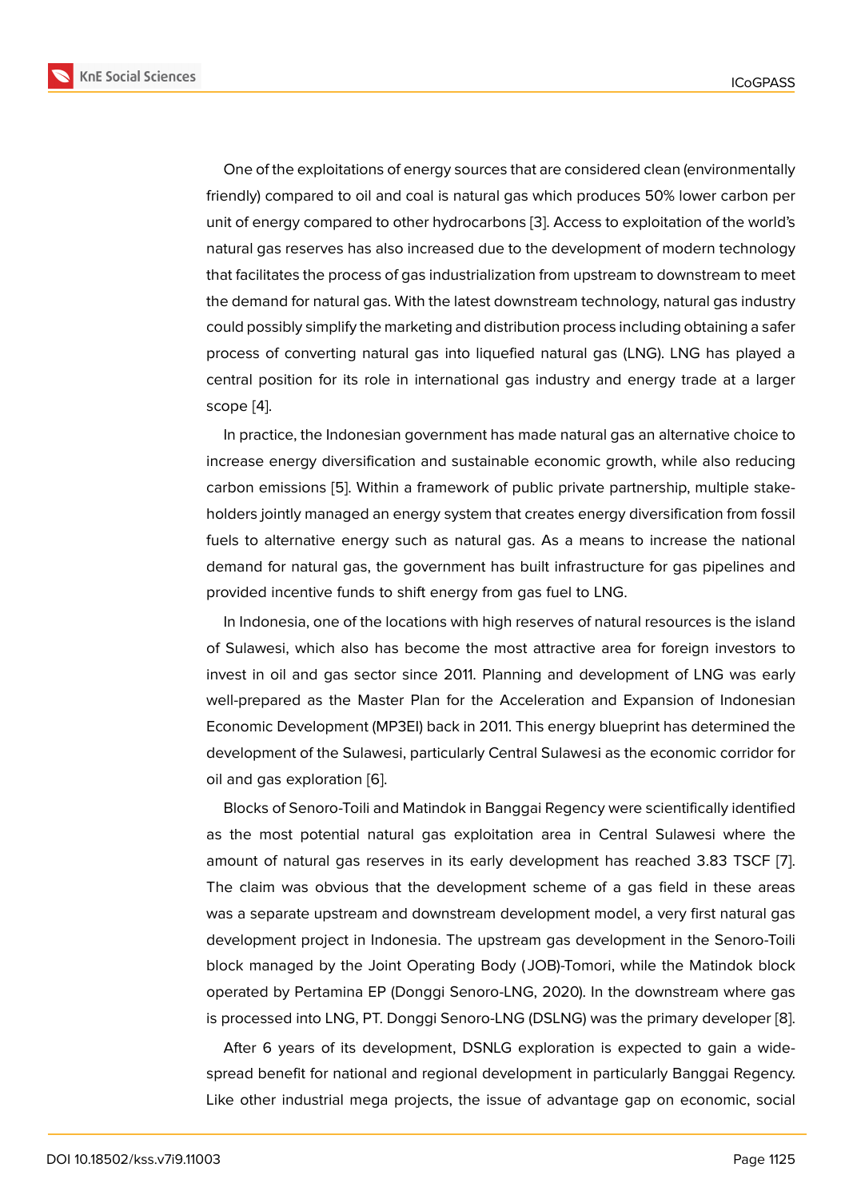One of the exploitations of energy sources that are considered clean (environmentally friendly) compared to oil and coal is natural gas which produces 50% lower carbon per unit of energy compared to other hydrocarbons [3]. Access to exploitation of the world's natural gas reserves has also increased due to the development of modern technology that facilitates the process of gas industrialization from upstream to downstream to meet the demand for natural gas. With the latest downstream technology, natural gas industry could possibly simplify the marketing and distribution process including obtaining a safer process of converting natural gas into liquefied natural gas (LNG). LNG has played a central position for its role in international gas industry and energy trade at a larger scope [4].

In practice, the Indonesian government has made natural gas an alternative choice to increase energy diversification and sustainable economic growth, while also reducing carbon emissions [5]. Within a framework of public private partnership, multiple stakeholders jointly managed an energy system that creates energy diversification from fossil fuels to alternative energy such as natural gas. As a means to increase the national demand for natural gas, the government has built infrastructure for gas pipelines and provided incentive funds to shift energy from gas fuel to LNG.

In Indonesia, one of the locations with high reserves of natural resources is the island of Sulawesi, which also has become the most attractive area for foreign investors to invest in oil and gas sector since 2011. Planning and development of LNG was early well-prepared as the Master Plan for the Acceleration and Expansion of Indonesian Economic Development (MP3EI) back in 2011. This energy blueprint has determined the development of the Sulawesi, particularly Central Sulawesi as the economic corridor for oil and gas exploration [6].

Blocks of Senoro-Toili and Matindok in Banggai Regency were scientifically identified as the most potential natural gas exploitation area in Central Sulawesi where the amount of natural gas reserves in its early development has reached 3.83 TSCF [7]. The claim was obvious that the development scheme of a gas field in these areas was a separate upstream and downstream development model, a very first natural gas development project in Indonesia. The upstream gas development in the Senoro-Toili block managed by the Joint Operating Body (JOB)-Tomori, while the Matindok block operated by Pertamina EP (Donggi Senoro-LNG, 2020). In the downstream where gas is processed into LNG, PT. Donggi Senoro-LNG (DSLNG) was the primary developer [8].

After 6 years of its development, DSNLG exploration is expected to gain a widespread benefit for national and regional development in particularly Banggai Regency. Like other industrial mega projects, the issue of advantage gap on economic, social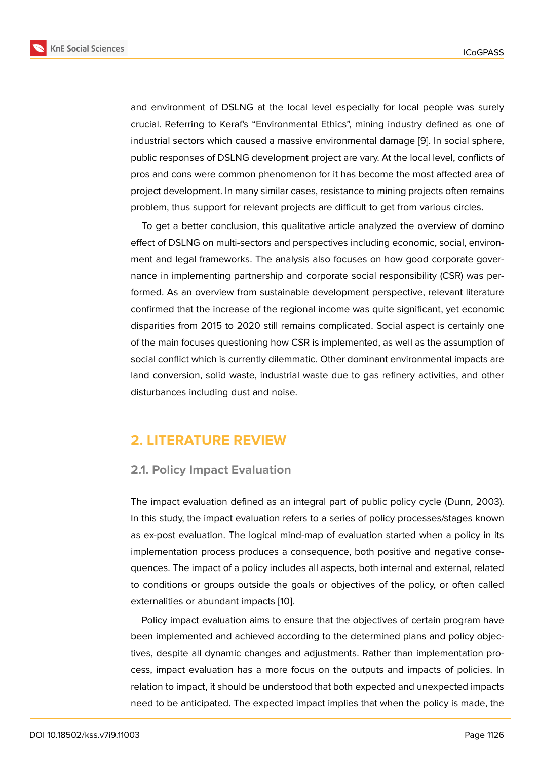and environment of DSLNG at the local level especially for local people was surely crucial. Referring to Keraf's "Environmental Ethics", mining industry defined as one of industrial sectors which caused a massive environmental damage [9]. In social sphere, public responses of DSLNG development project are vary. At the local level, conflicts of pros and cons were common phenomenon for it has become the most affected area of project development. In many similar cases, resistance to mining projects often remains problem, thus support for relevant projects are difficult to get from various circles.

To get a better conclusion, this qualitative article analyzed the overview of domino effect of DSLNG on multi-sectors and perspectives including economic, social, environment and legal frameworks. The analysis also focuses on how good corporate governance in implementing partnership and corporate social responsibility (CSR) was performed. As an overview from sustainable development perspective, relevant literature confirmed that the increase of the regional income was quite significant, yet economic disparities from 2015 to 2020 still remains complicated. Social aspect is certainly one of the main focuses questioning how CSR is implemented, as well as the assumption of social conflict which is currently dilemmatic. Other dominant environmental impacts are land conversion, solid waste, industrial waste due to gas refinery activities, and other disturbances including dust and noise.

## 2. LITERATURE REVIEW

### 2.1. Policy Impact Evaluation

The impact evaluation defined as an integral part of public policy cycle (Dunn, 2003). In this study, the impact evaluation refers to a series of policy processes/stages known as ex-post evaluation. The logical mind-map of evaluation started when a policy in its implementation process produces a consequence, both positive and negative consequences. The impact of a policy includes all aspects, both internal and external, related to conditions or groups outside the goals or objectives of the policy, or often called externalities or abundant impacts [10].

Policy impact evaluation aims to ensure that the objectives of certain program have been implemented and achieved according to the determined plans and policy objectives, despite all dynamic changes and adjustments. Rather than implementation process, impact evaluation has a more focus on the outputs and impacts of policies. In relation to impact, it should be understood that both expected and unexpected impacts need to be anticipated. The expected impact implies that when the policy is made, the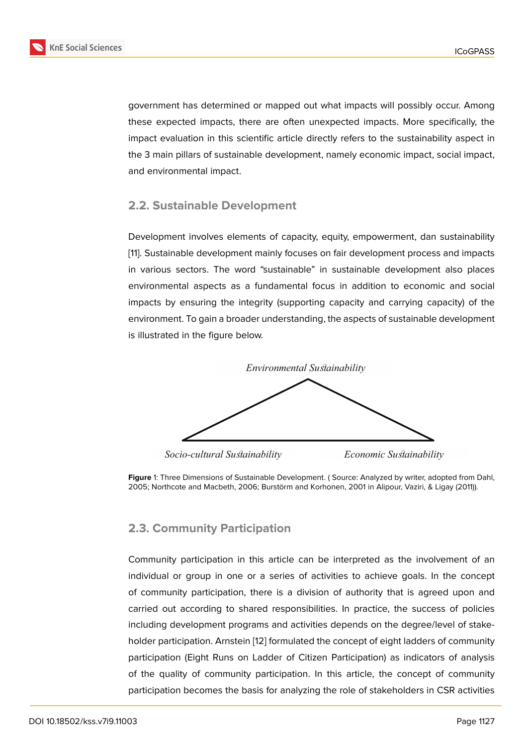government has determined or mapped out what impacts will possibly occur. Among these expected impacts, there are often unexpected impacts. More specifically, the impact evaluation in this scientific article directly refers to the sustainability aspect in the 3 main pillars of sustainable development, namely economic impact, social impact, and environmental impact.

## 2.2. Sustainable Development

Development involves elements of capacity, equity, empowerment, dan sustainability [11]. Sustainable development mainly focuses on fair development process and impacts in various sectors. The word "sustainable" in sustainable development also places environmental aspects as a fundamental focus in addition to economic and social impacts by ensuring the integrity (supporting capacity and carrying capacity) of the environment. To gain a broader understanding, the aspects of sustainable development is illustrated in the figure below.

*Environmental Sustainability*

*Socio-cultural Sustainability* *Economic Sustainability*

**Figure** 1: Three Dimensions of Sustainable Development. ( Source: Analyzed by writer, adopted from Dahl, 2005; Northcote and Macbeth, 2006; Burstörm and Korhonen, 2001 in Alipour, Vaziri, & Ligay (2011)).

## 2.3. Community Participation

Community participation in this article can be interpreted as the involvement of an individual or group in one or a series of activities to achieve goals. In the concept of community participation, there is a division of authority that is agreed upon and carried out according to shared responsibilities. In practice, the success of policies including development programs and activities depends on the degree/level of stakeholder participation. Arnstein [12] formulated the concept of eight ladders of community participation (Eight Runs on Ladder of Citizen Participation) as indicators of analysis of the quality of community participation. In this article, the concept of community participation becomes the basis for analyzing the role of stakeholders in CSR activities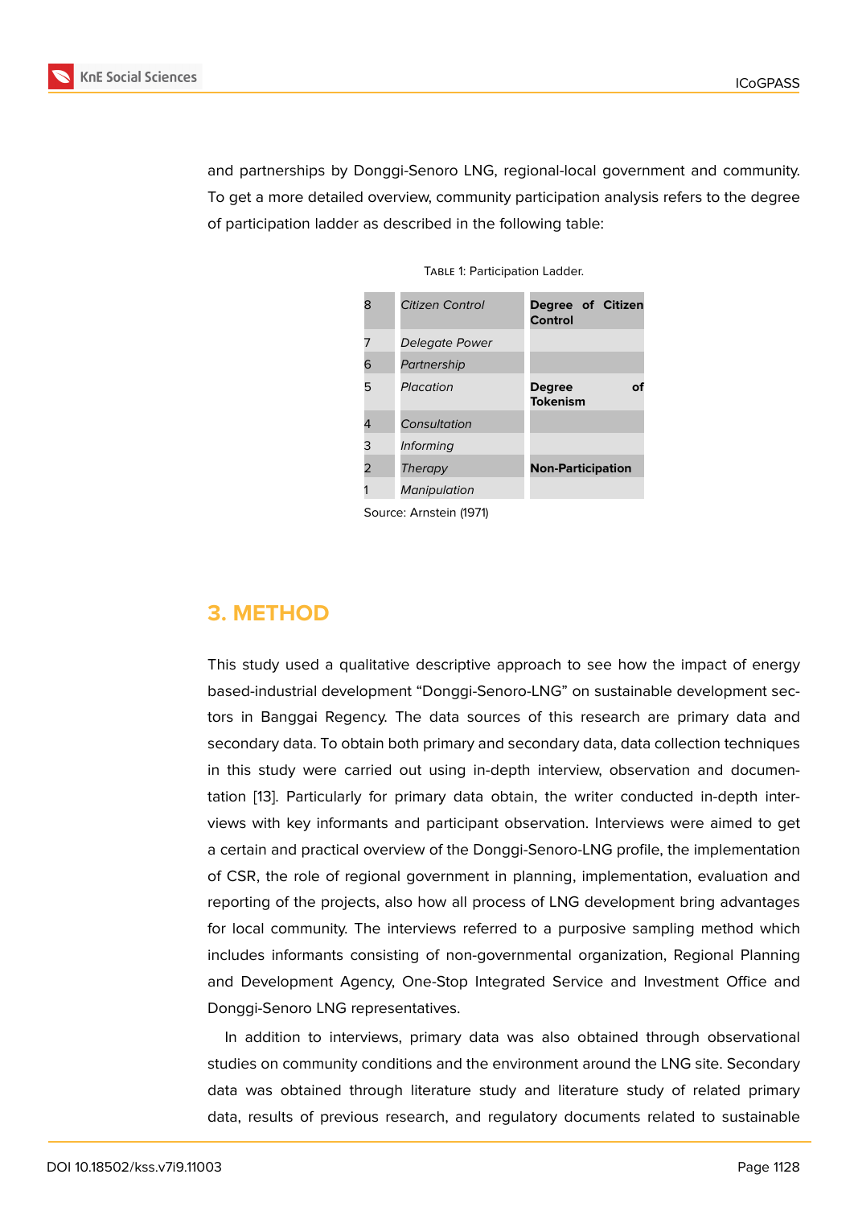and partnerships by Donggi-Senoro LNG, regional-local government and community. To get a more detailed overview, community participation analysis refers to the degree of participation ladder as described in the following table:

Table 1: Participation Ladder.

| | | |
|---|---|---|
| 8 | *Citizen Control* | **Degree of Citizen Control** |
| 7 | *Delegate Power* | |
| 6 | *Partnership* | |
| 5 | *Placation* | **Degree of Tokenism** |
| 4 | *Consultation* | |
| 3 | *Informing* | |
| 2 | *Therapy* | **Non-Participation** |
| 1 | *Manipulation* | |

Source: Arnstein (1971)

## 3. METHOD

This study used a qualitative descriptive approach to see how the impact of energy based-industrial development "Donggi-Senoro-LNG" on sustainable development sectors in Banggai Regency. The data sources of this research are primary data and secondary data. To obtain both primary and secondary data, data collection techniques in this study were carried out using in-depth interview, observation and documentation [13]. Particularly for primary data obtain, the writer conducted in-depth interviews with key informants and participant observation. Interviews were aimed to get a certain and practical overview of the Donggi-Senoro-LNG profile, the implementation of CSR, the role of regional government in planning, implementation, evaluation and reporting of the projects, also how all process of LNG development bring advantages for local community. The interviews referred to a purposive sampling method which includes informants consisting of non-governmental organization, Regional Planning and Development Agency, One-Stop Integrated Service and Investment Office and Donggi-Senoro LNG representatives.

In addition to interviews, primary data was also obtained through observational studies on community conditions and the environment around the LNG site. Secondary data was obtained through literature study and literature study of related primary data, results of previous research, and regulatory documents related to sustainable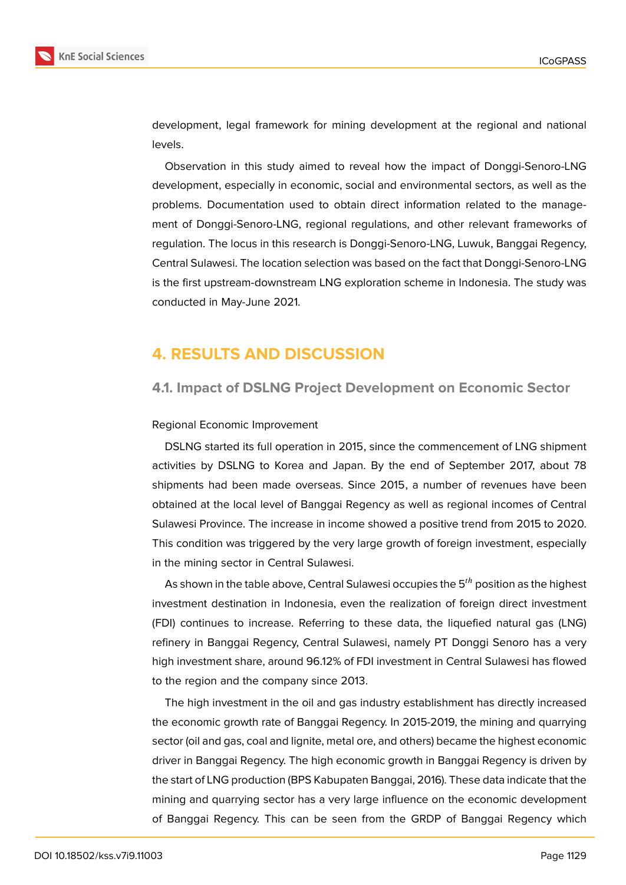development, legal framework for mining development at the regional and national levels.

Observation in this study aimed to reveal how the impact of Donggi-Senoro-LNG development, especially in economic, social and environmental sectors, as well as the problems. Documentation used to obtain direct information related to the management of Donggi-Senoro-LNG, regional regulations, and other relevant frameworks of regulation. The locus in this research is Donggi-Senoro-LNG, Luwuk, Banggai Regency, Central Sulawesi. The location selection was based on the fact that Donggi-Senoro-LNG is the first upstream-downstream LNG exploration scheme in Indonesia. The study was conducted in May-June 2021.

# 4. RESULTS AND DISCUSSION

## 4.1. Impact of DSLNG Project Development on Economic Sector

Regional Economic Improvement

DSLNG started its full operation in 2015, since the commencement of LNG shipment activities by DSLNG to Korea and Japan. By the end of September 2017, about 78 shipments had been made overseas. Since 2015, a number of revenues have been obtained at the local level of Banggai Regency as well as regional incomes of Central Sulawesi Province. The increase in income showed a positive trend from 2015 to 2020. This condition was triggered by the very large growth of foreign investment, especially in the mining sector in Central Sulawesi.

As shown in the table above, Central Sulawesi occupies the $5^{th}$ position as the highest investment destination in Indonesia, even the realization of foreign direct investment (FDI) continues to increase. Referring to these data, the liquefied natural gas (LNG) refinery in Banggai Regency, Central Sulawesi, namely PT Donggi Senoro has a very high investment share, around 96.12% of FDI investment in Central Sulawesi has flowed to the region and the company since 2013.

The high investment in the oil and gas industry establishment has directly increased the economic growth rate of Banggai Regency. In 2015-2019, the mining and quarrying sector (oil and gas, coal and lignite, metal ore, and others) became the highest economic driver in Banggai Regency. The high economic growth in Banggai Regency is driven by the start of LNG production (BPS Kabupaten Banggai, 2016). These data indicate that the mining and quarrying sector has a very large influence on the economic development of Banggai Regency. This can be seen from the GRDP of Banggai Regency which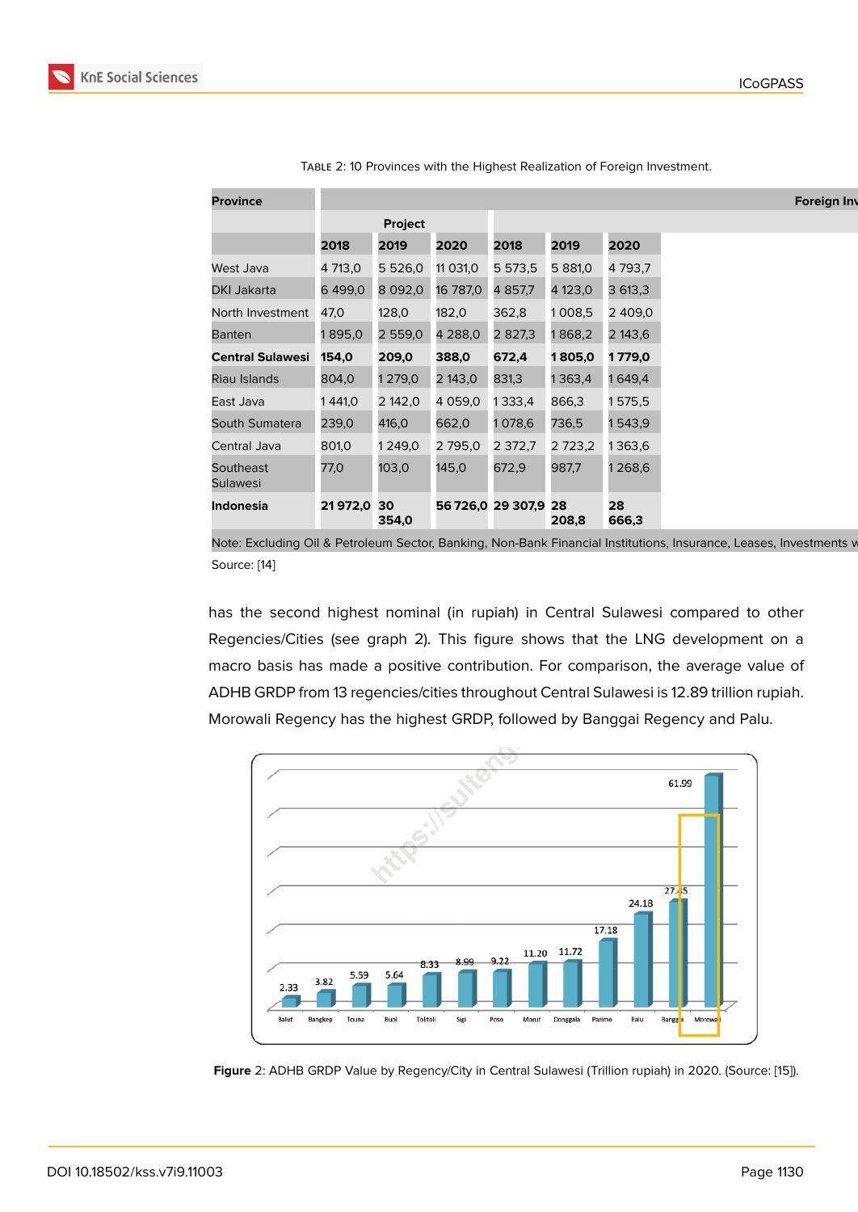TABLE 2: 10 Provinces with the Highest Realization of Foreign Investment.

| Province | Foreign Inv | | | | | |
|---|---|---|---|---|---|---|
| | Project | | | | | |
| | 2018 | 2019 | 2020 | 2018 | 2019 | 2020 |
| West Java | 4 713,0 | 5 526,0 | 11 031,0 | 5 573,5 | 5 881,0 | 4 793,7 |
| DKI Jakarta | 6 499,0 | 8 092,0 | 16 787,0 | 4 857,7 | 4 123,0 | 3 613,3 |
| North Investment | 47,0 | 128,0 | 182,0 | 362,8 | 1 008,5 | 2 409,0 |
| Banten | 1 895,0 | 2 559,0 | 4 288,0 | 2 827,3 | 1 868,2 | 2 143,6 |
| **Central Sulawesi** | **154,0** | **209,0** | **388,0** | **672,4** | **1 805,0** | **1 779,0** |
| Riau Islands | 804,0 | 1 279,0 | 2 143,0 | 831,3 | 1 363,4 | 1 649,4 |
| East Java | 1 441,0 | 2 142,0 | 4 059,0 | 1 333,4 | 866,3 | 1 575,5 |
| South Sumatera | 239,0 | 416,0 | 662,0 | 1 078,6 | 736,5 | 1 543,9 |
| Central Java | 801,0 | 1 249,0 | 2 795,0 | 2 372,7 | 2 723,2 | 1 363,6 |
| Southeast Sulawesi | 77,0 | 103,0 | 145,0 | 672,9 | 987,7 | 1 268,6 |
| **Indonesia** | **21 972,0** | **30 354,0** | **56 726,0** | **29 307,9** | **28 208,8** | **28 666,3** |

Note: Excluding Oil & Petroleum Sector, Banking, Non-Bank Financial Institutions, Insurance, Leases, Investments w

Source: [14]

has the second highest nominal (in rupiah) in Central Sulawesi compared to other Regencies/Cities (see graph 2). This figure shows that the LNG development on a macro basis has made a positive contribution. For comparison, the average value of ADHB GRDP from 13 regencies/cities throughout Central Sulawesi is 12.89 trillion rupiah. Morowali Regency has the highest GRDP, followed by Banggai Regency and Palu.

| Regency/City | ADHB GRDP (Trillion rupiah) |
|---|---|
| Balut | 2.33 |
| Bangkep | 3.82 |
| Touna | 5.59 |
| Buol | 5.64 |
| Tolitoli | 8.33 |
| Sigi | 8.99 |
| Poso | 9.22 |
| Morut | 11.20 |
| Donggala | 11.72 |
| Parimo | 17.18 |
| Palu | 24.18 |
| Banggai | 27.45 |
| Morowali | 61.99 |

**Figure** 2: ADHB GRDP Value by Regency/City in Central Sulawesi (Trillion rupiah) in 2020. (Source: [15]).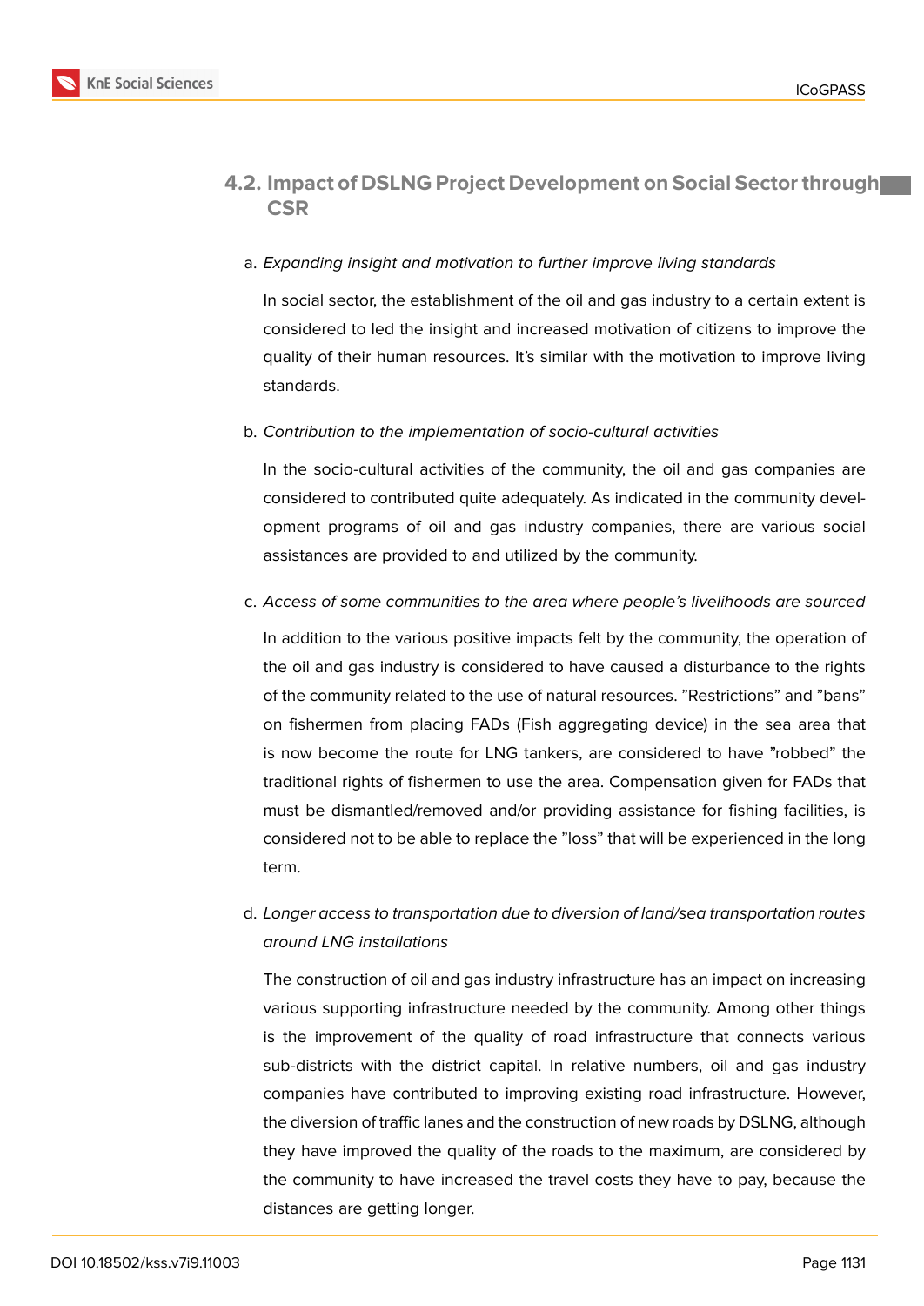### 4.2. Impact of DSLNG Project Development on Social Sector through CSR

a. *Expanding insight and motivation to further improve living standards*

   In social sector, the establishment of the oil and gas industry to a certain extent is considered to led the insight and increased motivation of citizens to improve the quality of their human resources. It's similar with the motivation to improve living standards.

b. *Contribution to the implementation of socio-cultural activities*

   In the socio-cultural activities of the community, the oil and gas companies are considered to contributed quite adequately. As indicated in the community development programs of oil and gas industry companies, there are various social assistances are provided to and utilized by the community.

c. *Access of some communities to the area where people's livelihoods are sourced*

   In addition to the various positive impacts felt by the community, the operation of the oil and gas industry is considered to have caused a disturbance to the rights of the community related to the use of natural resources. "Restrictions" and "bans" on fishermen from placing FADs (Fish aggregating device) in the sea area that is now become the route for LNG tankers, are considered to have "robbed" the traditional rights of fishermen to use the area. Compensation given for FADs that must be dismantled/removed and/or providing assistance for fishing facilities, is considered not to be able to replace the "loss" that will be experienced in the long term.

d. *Longer access to transportation due to diversion of land/sea transportation routes around LNG installations*

   The construction of oil and gas industry infrastructure has an impact on increasing various supporting infrastructure needed by the community. Among other things is the improvement of the quality of road infrastructure that connects various sub-districts with the district capital. In relative numbers, oil and gas industry companies have contributed to improving existing road infrastructure. However, the diversion of traffic lanes and the construction of new roads by DSLNG, although they have improved the quality of the roads to the maximum, are considered by the community to have increased the travel costs they have to pay, because the distances are getting longer.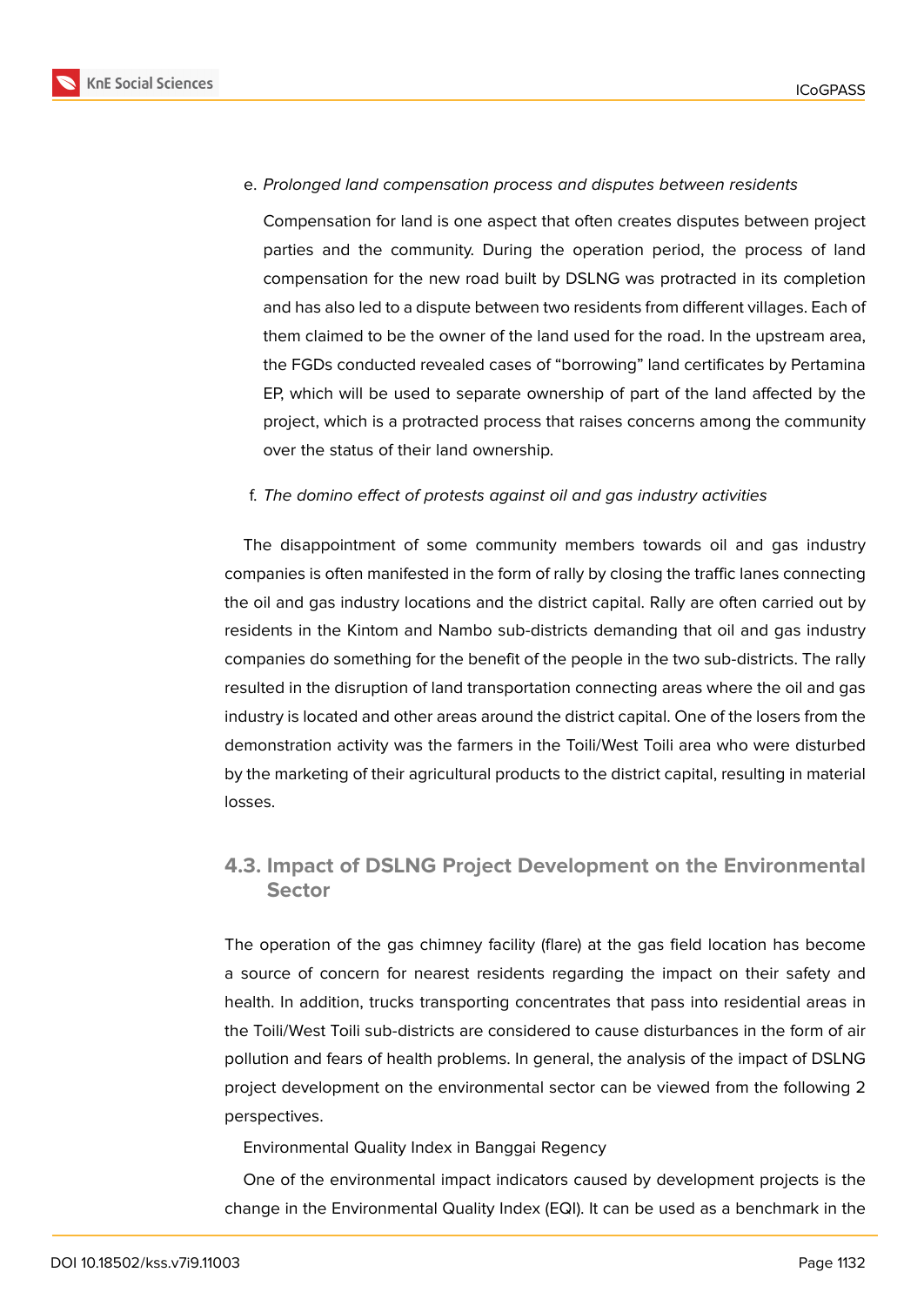e. *Prolonged land compensation process and disputes between residents*

Compensation for land is one aspect that often creates disputes between project parties and the community. During the operation period, the process of land compensation for the new road built by DSLNG was protracted in its completion and has also led to a dispute between two residents from different villages. Each of them claimed to be the owner of the land used for the road. In the upstream area, the FGDs conducted revealed cases of "borrowing" land certificates by Pertamina EP, which will be used to separate ownership of part of the land affected by the project, which is a protracted process that raises concerns among the community over the status of their land ownership.

f. *The domino effect of protests against oil and gas industry activities*

The disappointment of some community members towards oil and gas industry companies is often manifested in the form of rally by closing the traffic lanes connecting the oil and gas industry locations and the district capital. Rally are often carried out by residents in the Kintom and Nambo sub-districts demanding that oil and gas industry companies do something for the benefit of the people in the two sub-districts. The rally resulted in the disruption of land transportation connecting areas where the oil and gas industry is located and other areas around the district capital. One of the losers from the demonstration activity was the farmers in the Toili/West Toili area who were disturbed by the marketing of their agricultural products to the district capital, resulting in material losses.

## 4.3. Impact of DSLNG Project Development on the Environmental Sector

The operation of the gas chimney facility (flare) at the gas field location has become a source of concern for nearest residents regarding the impact on their safety and health. In addition, trucks transporting concentrates that pass into residential areas in the Toili/West Toili sub-districts are considered to cause disturbances in the form of air pollution and fears of health problems. In general, the analysis of the impact of DSLNG project development on the environmental sector can be viewed from the following 2 perspectives.

Environmental Quality Index in Banggai Regency

One of the environmental impact indicators caused by development projects is the change in the Environmental Quality Index (EQI). It can be used as a benchmark in the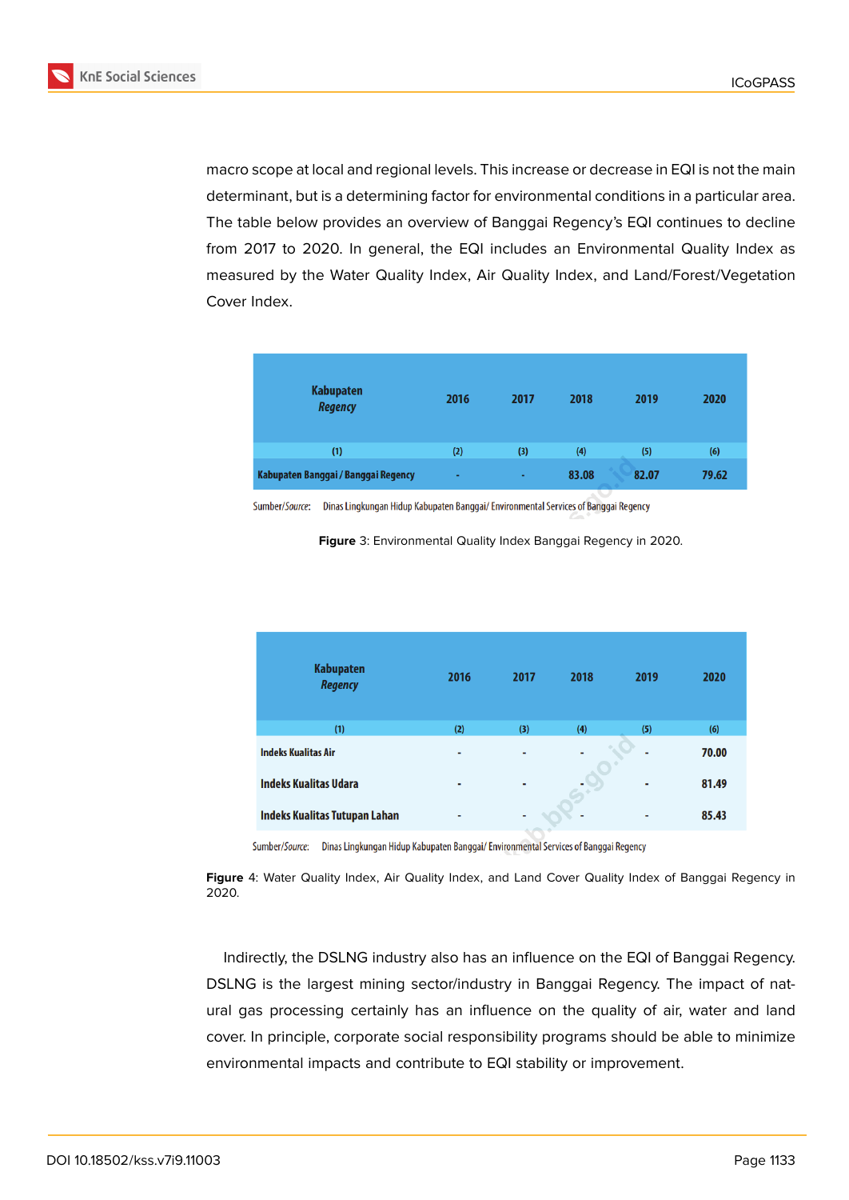macro scope at local and regional levels. This increase or decrease in EQI is not the main determinant, but is a determining factor for environmental conditions in a particular area. The table below provides an overview of Banggai Regency's EQI continues to decline from 2017 to 2020. In general, the EQI includes an Environmental Quality Index as measured by the Water Quality Index, Air Quality Index, and Land/Forest/Vegetation Cover Index.

| Kabupaten *Regency* | 2016 | 2017 | 2018 | 2019 | 2020 |
|---|---|---|---|---|---|
| (1) | (2) | (3) | (4) | (5) | (6) |
| Kabupaten Banggai / Banggai Regency | - | - | 83.08 | 82.07 | 79.62 |

Sumber/*Source*: Dinas Lingkungan Hidup Kabupaten Banggai/ Environmental Services of Banggai Regency

**Figure** 3: Environmental Quality Index Banggai Regency in 2020.

| Kabupaten *Regency* | 2016 | 2017 | 2018 | 2019 | 2020 |
|---|---|---|---|---|---|
| (1) | (2) | (3) | (4) | (5) | (6) |
| Indeks Kualitas Air | - | - | - | - | 70.00 |
| Indeks Kualitas Udara | - | - | - | - | 81.49 |
| Indeks Kualitas Tutupan Lahan | - | - | - | - | 85.43 |

Sumber/*Source*: Dinas Lingkungan Hidup Kabupaten Banggai/ Environmental Services of Banggai Regency

**Figure** 4: Water Quality Index, Air Quality Index, and Land Cover Quality Index of Banggai Regency in 2020.

Indirectly, the DSLNG industry also has an influence on the EQI of Banggai Regency. DSLNG is the largest mining sector/industry in Banggai Regency. The impact of natural gas processing certainly has an influence on the quality of air, water and land cover. In principle, corporate social responsibility programs should be able to minimize environmental impacts and contribute to EQI stability or improvement.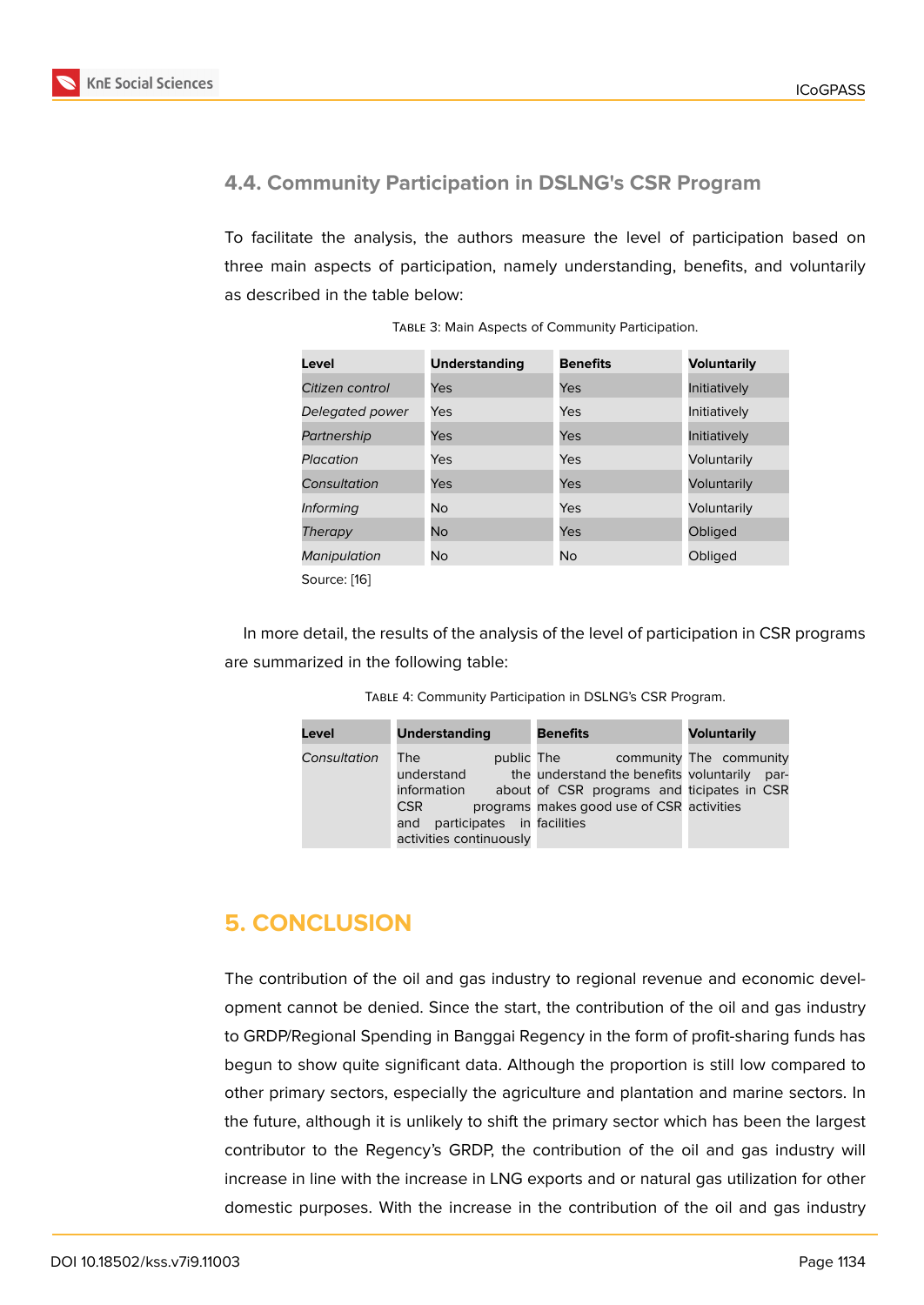### 4.4. Community Participation in DSLNG's CSR Program

To facilitate the analysis, the authors measure the level of participation based on three main aspects of participation, namely understanding, benefits, and voluntarily as described in the table below:

Table 3: Main Aspects of Community Participation.

| Level | Understanding | Benefits | Voluntarily |
|---|---|---|---|
| *Citizen control* | Yes | Yes | Initiatively |
| *Delegated power* | Yes | Yes | Initiatively |
| *Partnership* | Yes | Yes | Initiatively |
| *Placation* | Yes | Yes | Voluntarily |
| *Consultation* | Yes | Yes | Voluntarily |
| *Informing* | No | Yes | Voluntarily |
| *Therapy* | No | Yes | Obliged |
| *Manipulation* | No | No | Obliged |

Source: [16]

In more detail, the results of the analysis of the level of participation in CSR programs are summarized in the following table:

Table 4: Community Participation in DSLNG's CSR Program.

| Level | Understanding | Benefits | Voluntarily |
|---|---|---|---|
| *Consultation* | The public understand the information about CSR programs and participates in activities continuously | The community understand the benefits of CSR programs and makes good use of CSR facilities | The community voluntarily participates in CSR activities |

## 5. CONCLUSION

The contribution of the oil and gas industry to regional revenue and economic development cannot be denied. Since the start, the contribution of the oil and gas industry to GRDP/Regional Spending in Banggai Regency in the form of profit-sharing funds has begun to show quite significant data. Although the proportion is still low compared to other primary sectors, especially the agriculture and plantation and marine sectors. In the future, although it is unlikely to shift the primary sector which has been the largest contributor to the Regency's GRDP, the contribution of the oil and gas industry will increase in line with the increase in LNG exports and or natural gas utilization for other domestic purposes. With the increase in the contribution of the oil and gas industry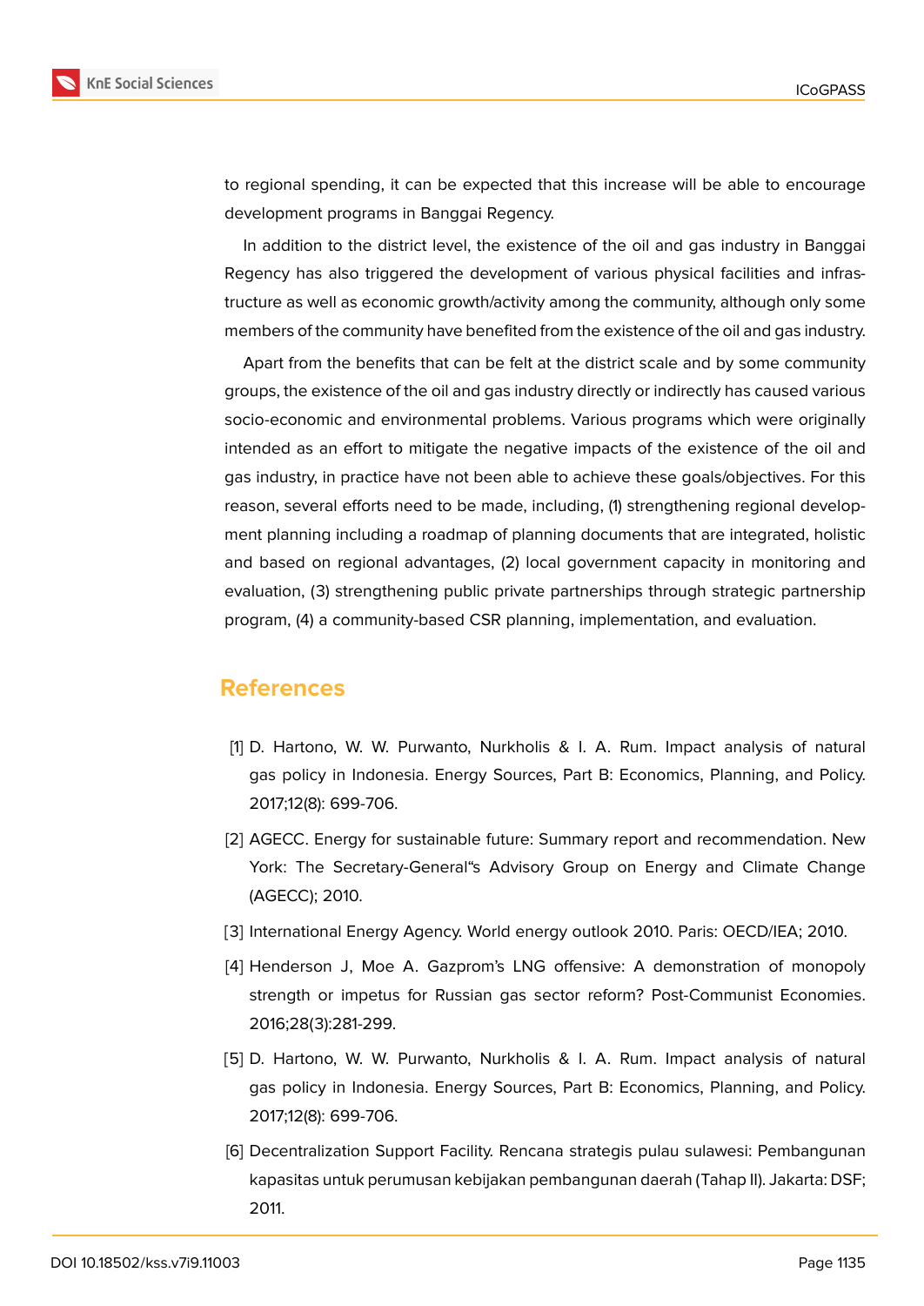to regional spending, it can be expected that this increase will be able to encourage development programs in Banggai Regency.

In addition to the district level, the existence of the oil and gas industry in Banggai Regency has also triggered the development of various physical facilities and infrastructure as well as economic growth/activity among the community, although only some members of the community have benefited from the existence of the oil and gas industry.

Apart from the benefits that can be felt at the district scale and by some community groups, the existence of the oil and gas industry directly or indirectly has caused various socio-economic and environmental problems. Various programs which were originally intended as an effort to mitigate the negative impacts of the existence of the oil and gas industry, in practice have not been able to achieve these goals/objectives. For this reason, several efforts need to be made, including, (1) strengthening regional development planning including a roadmap of planning documents that are integrated, holistic and based on regional advantages, (2) local government capacity in monitoring and evaluation, (3) strengthening public private partnerships through strategic partnership program, (4) a community-based CSR planning, implementation, and evaluation.

# References

[1] D. Hartono, W. W. Purwanto, Nurkholis & I. A. Rum. Impact analysis of natural gas policy in Indonesia. Energy Sources, Part B: Economics, Planning, and Policy. 2017;12(8): 699-706.

[2] AGECC. Energy for sustainable future: Summary report and recommendation. New York: The Secretary-General"s Advisory Group on Energy and Climate Change (AGECC); 2010.

[3] International Energy Agency. World energy outlook 2010. Paris: OECD/IEA; 2010.

[4] Henderson J, Moe A. Gazprom's LNG offensive: A demonstration of monopoly strength or impetus for Russian gas sector reform? Post-Communist Economies. 2016;28(3):281-299.

[5] D. Hartono, W. W. Purwanto, Nurkholis & I. A. Rum. Impact analysis of natural gas policy in Indonesia. Energy Sources, Part B: Economics, Planning, and Policy. 2017;12(8): 699-706.

[6] Decentralization Support Facility. Rencana strategis pulau sulawesi: Pembangunan kapasitas untuk perumusan kebijakan pembangunan daerah (Tahap II). Jakarta: DSF; 2011.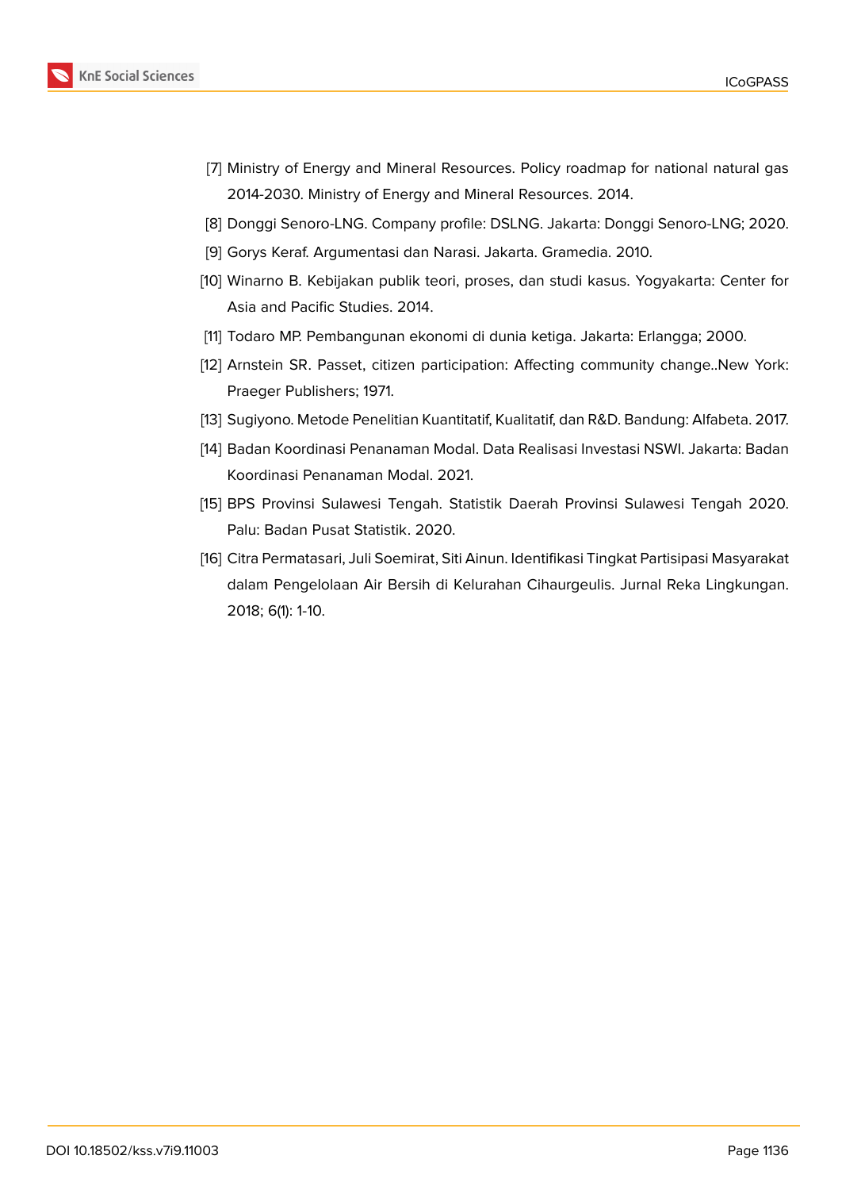[7] Ministry of Energy and Mineral Resources. Policy roadmap for national natural gas 2014-2030. Ministry of Energy and Mineral Resources. 2014.

[8] Donggi Senoro-LNG. Company profile: DSLNG. Jakarta: Donggi Senoro-LNG; 2020.

[9] Gorys Keraf. Argumentasi dan Narasi. Jakarta. Gramedia. 2010.

[10] Winarno B. Kebijakan publik teori, proses, dan studi kasus. Yogyakarta: Center for Asia and Pacific Studies. 2014.

[11] Todaro MP. Pembangunan ekonomi di dunia ketiga. Jakarta: Erlangga; 2000.

[12] Arnstein SR. Passet, citizen participation: Affecting community change..New York: Praeger Publishers; 1971.

[13] Sugiyono. Metode Penelitian Kuantitatif, Kualitatif, dan R&D. Bandung: Alfabeta. 2017.

[14] Badan Koordinasi Penanaman Modal. Data Realisasi Investasi NSWI. Jakarta: Badan Koordinasi Penanaman Modal. 2021.

[15] BPS Provinsi Sulawesi Tengah. Statistik Daerah Provinsi Sulawesi Tengah 2020. Palu: Badan Pusat Statistik. 2020.

[16] Citra Permatasari, Juli Soemirat, Siti Ainun. Identifikasi Tingkat Partisipasi Masyarakat dalam Pengelolaan Air Bersih di Kelurahan Cihaurgeulis. Jurnal Reka Lingkungan. 2018; 6(1): 1-10.